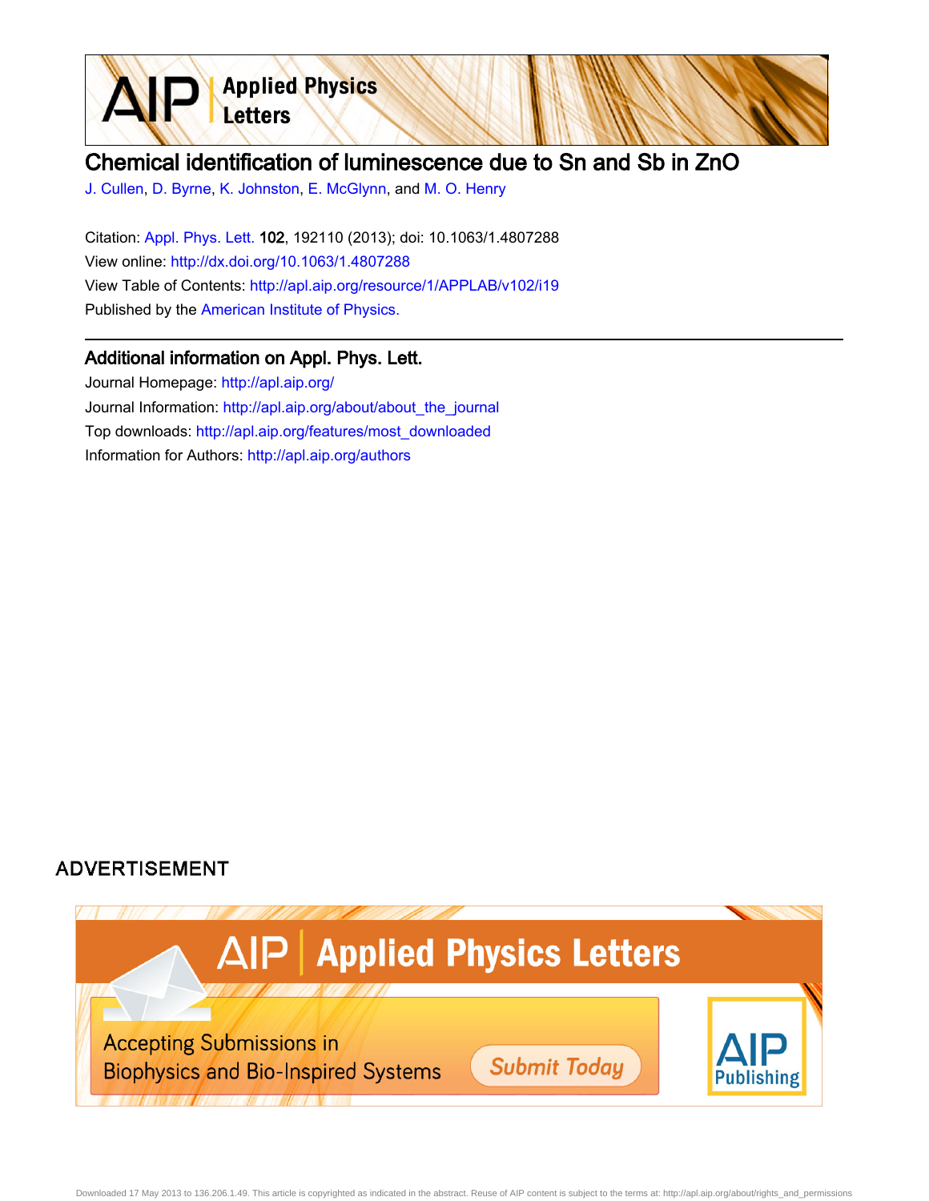# Chemical identification of luminescence due to Sn and Sb in ZnO

J. Cullen, D. Byrne, K. Johnston, E. McGlynn, and M. O. Henry

Citation: Appl. Phys. Lett. **102**, 192110 (2013); doi: 10.1063/1.4807288

View online: http://dx.doi.org/10.1063/1.4807288

View Table of Contents: http://apl.aip.org/resource/1/APPLAB/v102/i19

Published by the American Institute of Physics.

## Additional information on Appl. Phys. Lett.

Journal Homepage: http://apl.aip.org/

Journal Information: http://apl.aip.org/about/about_the_journal

Top downloads: http://apl.aip.org/features/most_downloaded

Information for Authors: http://apl.aip.org/authors

ADVERTISEMENT

AIP | Applied Physics Letters

Accepting Submissions in Biophysics and Bio-Inspired Systems

Submit Today

AIP Publishing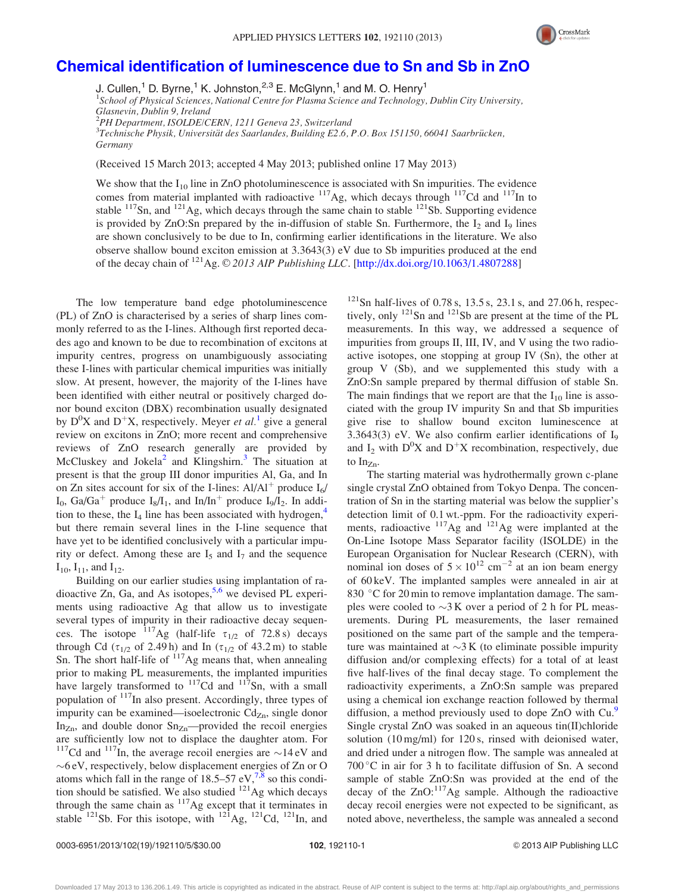# Chemical identification of luminescence due to Sn and Sb in ZnO

J. Cullen,[1] D. Byrne,[1] K. Johnston,[2,3] E. McGlynn,[1] and M. O. Henry[1]

[1]School of Physical Sciences, National Centre for Plasma Science and Technology, Dublin City University, Glasnevin, Dublin 9, Ireland
[2]PH Department, ISOLDE/CERN, 1211 Geneva 23, Switzerland
[3]Technische Physik, Universität des Saarlandes, Building E2.6, P.O. Box 151150, 66041 Saarbrücken, Germany

(Received 15 March 2013; accepted 4 May 2013; published online 17 May 2013)

We show that the $I_{10}$ line in ZnO photoluminescence is associated with Sn impurities. The evidence comes from material implanted with radioactive $^{117}$Ag, which decays through $^{117}$Cd and $^{117}$In to stable $^{117}$Sn, and $^{121}$Ag, which decays through the same chain to stable $^{121}$Sb. Supporting evidence is provided by ZnO:Sn prepared by the in-diffusion of stable Sn. Furthermore, the $I_2$ and $I_9$ lines are shown conclusively to be due to In, confirming earlier identifications in the literature. We also observe shallow bound exciton emission at 3.3643(3) eV due to Sb impurities produced at the end of the decay chain of $^{121}$Ag. © *2013 AIP Publishing LLC*. [http://dx.doi.org/10.1063/1.4807288]

The low temperature band edge photoluminescence (PL) of ZnO is characterised by a series of sharp lines commonly referred to as the I-lines. Although first reported decades ago and known to be due to recombination of excitons at impurity centres, progress on unambiguously associating these I-lines with particular chemical impurities was initially slow. At present, however, the majority of the I-lines have been identified with either neutral or positively charged donor bound exciton (DBX) recombination usually designated by $D^0X$ and $D^+X$, respectively. Meyer *et al.*[1] give a general review on excitons in ZnO; more recent and comprehensive reviews of ZnO research generally are provided by McCluskey and Jokela[2] and Klingshirn.[3] The situation at present is that the group III donor impurities Al, Ga, and In on Zn sites account for six of the I-lines: Al/$Al^+$ produce $I_6$/$I_0$, Ga/$Ga^+$ produce $I_8$/$I_1$, and In/$In^+$ produce $I_9$/$I_2$. In addition to these, the $I_4$ line has been associated with hydrogen,[4] but there remain several lines in the I-line sequence that have yet to be identified conclusively with a particular impurity or defect. Among these are $I_5$ and $I_7$ and the sequence $I_{10}$, $I_{11}$, and $I_{12}$.

Building on our earlier studies using implantation of radioactive Zn, Ga, and As isotopes,[5,6] we devised PL experiments using radioactive Ag that allow us to investigate several types of impurity in their radioactive decay sequences. The isotope $^{117}$Ag (half-life $\tau_{1/2}$ of 72.8 s) decays through Cd ($\tau_{1/2}$ of 2.49 h) and In ($\tau_{1/2}$ of 43.2 m) to stable Sn. The short half-life of $^{117}$Ag means that, when annealing prior to making PL measurements, the implanted impurities have largely transformed to $^{117}$Cd and $^{117}$Sn, with a small population of $^{117}$In also present. Accordingly, three types of impurity can be examined—isoelectronic $Cd_{Zn}$, single donor $In_{Zn}$, and double donor $Sn_{Zn}$—provided the recoil energies are sufficiently low not to displace the daughter atom. For $^{117}$Cd and $^{117}$In, the average recoil energies are ~14 eV and ~6 eV, respectively, below displacement energies of Zn or O atoms which fall in the range of 18.5–57 eV,[7,8] so this condition should be satisfied. We also studied $^{121}$Ag which decays through the same chain as $^{117}$Ag except that it terminates in stable $^{121}$Sb. For this isotope, with $^{121}$Ag, $^{121}$Cd, $^{121}$In, and $^{121}$Sn half-lives of 0.78 s, 13.5 s, 23.1 s, and 27.06 h, respectively, only $^{121}$Sn and $^{121}$Sb are present at the time of the PL measurements. In this way, we addressed a sequence of impurities from groups II, III, IV, and V using the two radioactive isotopes, one stopping at group IV (Sn), the other at group V (Sb), and we supplemented this study with a ZnO:Sn sample prepared by thermal diffusion of stable Sn. The main findings that we report are that the $I_{10}$ line is associated with the group IV impurity Sn and that Sb impurities give rise to shallow bound exciton luminescence at 3.3643(3) eV. We also confirm earlier identifications of $I_9$ and $I_2$ with $D^0X$ and $D^+X$ recombination, respectively, due to $In_{Zn}$.

The starting material was hydrothermally grown c-plane single crystal ZnO obtained from Tokyo Denpa. The concentration of Sn in the starting material was below the supplier's detection limit of 0.1 wt.-ppm. For the radioactivity experiments, radioactive $^{117}$Ag and $^{121}$Ag were implanted at the On-Line Isotope Mass Separator facility (ISOLDE) in the European Organisation for Nuclear Research (CERN), with nominal ion doses of $5 \times 10^{12}$ cm$^{-2}$ at an ion beam energy of 60 keV. The implanted samples were annealed in air at 830 °C for 20 min to remove implantation damage. The samples were cooled to ~3 K over a period of 2 h for PL measurements. During PL measurements, the laser remained positioned on the same part of the sample and the temperature was maintained at ~3 K (to eliminate possible impurity diffusion and/or complexing effects) for a total of at least five half-lives of the final decay stage. To complement the radioactivity experiments, a ZnO:Sn sample was prepared using a chemical ion exchange reaction followed by thermal diffusion, a method previously used to dope ZnO with Cu.[9] Single crystal ZnO was soaked in an aqueous tin(II)chloride solution (10 mg/ml) for 120 s, rinsed with deionised water, and dried under a nitrogen flow. The sample was annealed at 700 °C in air for 3 h to facilitate diffusion of Sn. A second sample of stable ZnO:Sn was provided at the end of the decay of the ZnO:$^{117}$Ag sample. Although the radioactive decay recoil energies were not expected to be significant, as noted above, nevertheless, the sample was annealed a second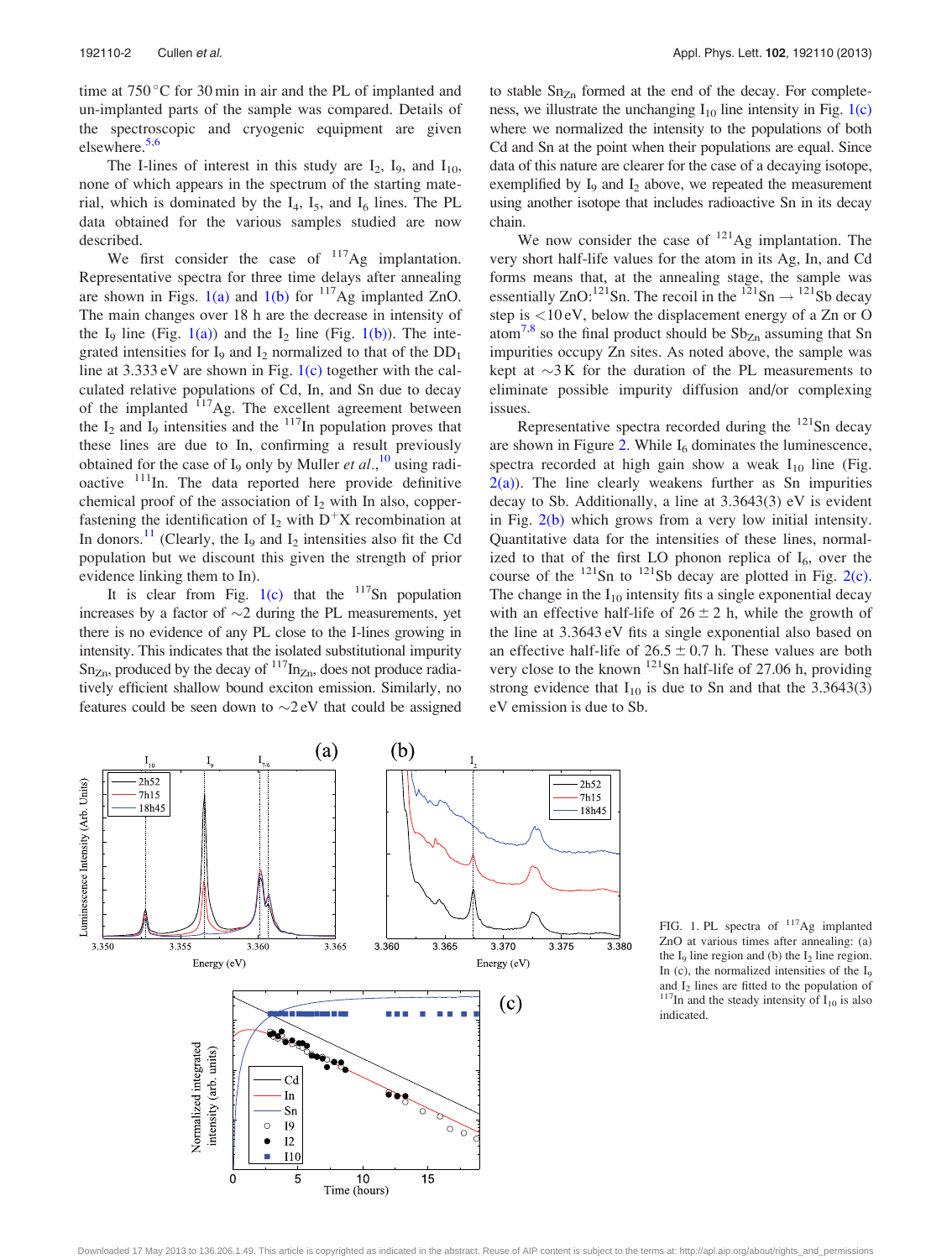time at 750 °C for 30 min in air and the PL of implanted and un-implanted parts of the sample was compared. Details of the spectroscopic and cryogenic equipment are given elsewhere.[5,6]

The I-lines of interest in this study are $I_2$, $I_9$, and $I_{10}$, none of which appears in the spectrum of the starting material, which is dominated by the $I_4$, $I_5$, and $I_6$ lines. The PL data obtained for the various samples studied are now described.

We first consider the case of $^{117}$Ag implantation. Representative spectra for three time delays after annealing are shown in Figs. 1(a) and 1(b) for $^{117}$Ag implanted ZnO. The main changes over 18 h are the decrease in intensity of the $I_9$ line (Fig. 1(a)) and the $I_2$ line (Fig. 1(b)). The integrated intensities for $I_9$ and $I_2$ normalized to that of the $DD_1$ line at 3.333 eV are shown in Fig. 1(c) together with the calculated relative populations of Cd, In, and Sn due to decay of the implanted $^{117}$Ag. The excellent agreement between the $I_2$ and $I_9$ intensities and the $^{117}$In population proves that these lines are due to In, confirming a result previously obtained for the case of $I_9$ only by Muller *et al.*,[10] using radioactive $^{111}$In. The data reported here provide definitive chemical proof of the association of $I_2$ with In also, copper-fastening the identification of $I_2$ with $D^+X$ recombination at In donors.[11] (Clearly, the $I_9$ and $I_2$ intensities also fit the Cd population but we discount this given the strength of prior evidence linking them to In).

It is clear from Fig. 1(c) that the $^{117}$Sn population increases by a factor of ~2 during the PL measurements, yet there is no evidence of any PL close to the I-lines growing in intensity. This indicates that the isolated substitutional impurity $Sn_{Zn}$, produced by the decay of $^{117}In_{Zn}$, does not produce radiatively efficient shallow bound exciton emission. Similarly, no features could be seen down to ~2 eV that could be assigned to stable $Sn_{Zn}$ formed at the end of the decay. For completeness, we illustrate the unchanging $I_{10}$ line intensity in Fig. 1(c) where we normalized the intensity to the populations of both Cd and Sn at the point when their populations are equal. Since data of this nature are clearer for the case of a decaying isotope, exemplified by $I_9$ and $I_2$ above, we repeated the measurement using another isotope that includes radioactive Sn in its decay chain.

We now consider the case of $^{121}$Ag implantation. The very short half-life values for the atom in its Ag, In, and Cd forms means that, at the annealing stage, the sample was essentially ZnO:$^{121}$Sn. The recoil in the $^{121}Sn \rightarrow {}^{121}Sb$ decay step is <10 eV, below the displacement energy of a Zn or O atom[7,8] so the final product should be $Sb_{Zn}$ assuming that Sn impurities occupy Zn sites. As noted above, the sample was kept at ~3 K for the duration of the PL measurements to eliminate possible impurity diffusion and/or complexing issues.

Representative spectra recorded during the $^{121}$Sn decay are shown in Figure 2. While $I_6$ dominates the luminescence, spectra recorded at high gain show a weak $I_{10}$ line (Fig. 2(a)). The line clearly weakens further as Sn impurities decay to Sb. Additionally, a line at 3.3643(3) eV is evident in Fig. 2(b) which grows from a very low initial intensity. Quantitative data for the intensities of these lines, normalized to that of the first LO phonon replica of $I_6$, over the course of the $^{121}$Sn to $^{121}$Sb decay are plotted in Fig. 2(c). The change in the $I_{10}$ intensity fits a single exponential decay with an effective half-life of 26 ± 2 h, while the growth of the line at 3.3643 eV fits a single exponential also based on an effective half-life of 26.5 ± 0.7 h. These values are both very close to the known $^{121}$Sn half-life of 27.06 h, providing strong evidence that $I_{10}$ is due to Sn and that the 3.3643(3) eV emission is due to Sb.

FIG. 1. PL spectra of $^{117}$Ag implanted ZnO at various times after annealing: (a) the $I_9$ line region and (b) the $I_2$ line region. In (c), the normalized intensities of the $I_9$ and $I_2$ lines are fitted to the population of $^{117}$In and the steady intensity of $I_{10}$ is also indicated.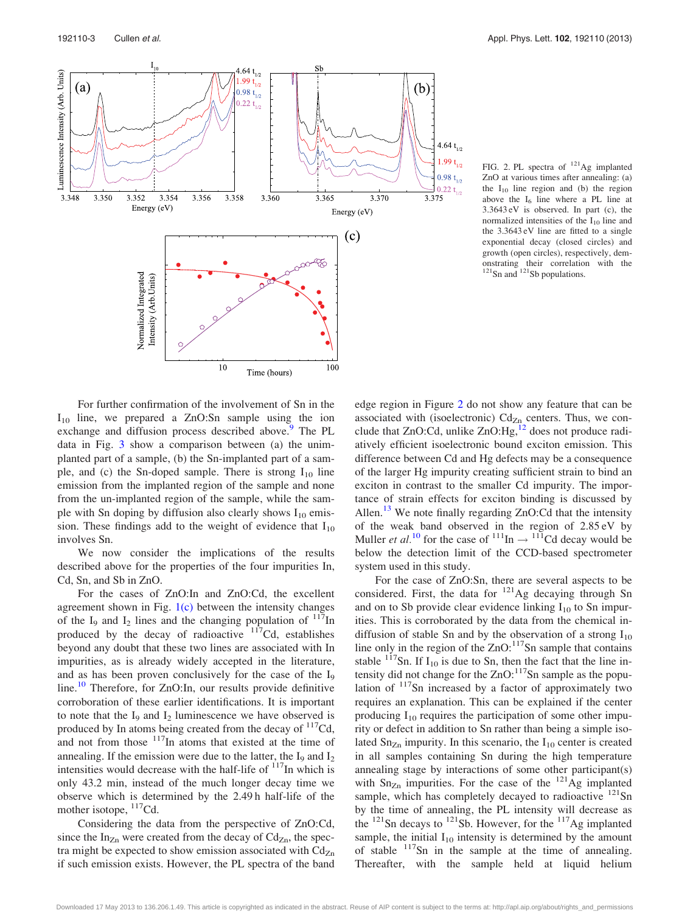FIG. 2. PL spectra of $^{121}$Ag implanted ZnO at various times after annealing: (a) the $I_{10}$ line region and (b) the region above the $I_6$ line where a PL line at 3.3643 eV is observed. In part (c), the normalized intensities of the $I_{10}$ line and the 3.3643 eV line are fitted to a single exponential decay (closed circles) and growth (open circles), respectively, demonstrating their correlation with the $^{121}$Sn and $^{121}$Sb populations.

For further confirmation of the involvement of Sn in the $I_{10}$ line, we prepared a ZnO:Sn sample using the ion exchange and diffusion process described above.[9] The PL data in Fig. 3 show a comparison between (a) the unimplanted part of a sample, (b) the Sn-implanted part of a sample, and (c) the Sn-doped sample. There is strong $I_{10}$ line emission from the implanted region of the sample and none from the un-implanted region of the sample, while the sample with Sn doping by diffusion also clearly shows $I_{10}$ emission. These findings add to the weight of evidence that $I_{10}$ involves Sn.

We now consider the implications of the results described above for the properties of the four impurities In, Cd, Sn, and Sb in ZnO.

For the cases of ZnO:In and ZnO:Cd, the excellent agreement shown in Fig. 1(c) between the intensity changes of the $I_9$ and $I_2$ lines and the changing population of $^{117}$In produced by the decay of radioactive $^{117}$Cd, establishes beyond any doubt that these two lines are associated with In impurities, as is already widely accepted in the literature, and as has been proven conclusively for the case of the $I_9$ line.[10] Therefore, for ZnO:In, our results provide definitive corroboration of these earlier identifications. It is important to note that the $I_9$ and $I_2$ luminescence we have observed is produced by In atoms being created from the decay of $^{117}$Cd, and not from those $^{117}$In atoms that existed at the time of annealing. If the emission were due to the latter, the $I_9$ and $I_2$ intensities would decrease with the half-life of $^{117}$In which is only 43.2 min, instead of the much longer decay time we observe which is determined by the 2.49 h half-life of the mother isotope, $^{117}$Cd.

Considering the data from the perspective of ZnO:Cd, since the $In_{Zn}$ were created from the decay of $Cd_{Zn}$, the spectra might be expected to show emission associated with $Cd_{Zn}$ if such emission exists. However, the PL spectra of the band edge region in Figure 2 do not show any feature that can be associated with (isoelectronic) $Cd_{Zn}$ centers. Thus, we conclude that ZnO:Cd, unlike ZnO:Hg,[12] does not produce radiatively efficient isoelectronic bound exciton emission. This difference between Cd and Hg defects may be a consequence of the larger Hg impurity creating sufficient strain to bind an exciton in contrast to the smaller Cd impurity. The importance of strain effects for exciton binding is discussed by Allen.[13] We note finally regarding ZnO:Cd that the intensity of the weak band observed in the region of 2.85 eV by Muller *et al.*[10] for the case of $^{111}\text{In} \rightarrow {}^{111}\text{Cd}$ decay would be below the detection limit of the CCD-based spectrometer system used in this study.

For the case of ZnO:Sn, there are several aspects to be considered. First, the data for $^{121}$Ag decaying through Sn and on to Sb provide clear evidence linking $I_{10}$ to Sn impurities. This is corroborated by the data from the chemical in-diffusion of stable Sn and by the observation of a strong $I_{10}$ line only in the region of the ZnO:$^{117}$Sn sample that contains stable $^{117}$Sn. If $I_{10}$ is due to Sn, then the fact that the line intensity did not change for the ZnO:$^{117}$Sn sample as the population of $^{117}$Sn increased by a factor of approximately two requires an explanation. This can be explained if the center producing $I_{10}$ requires the participation of some other impurity or defect in addition to Sn rather than being a simple isolated $Sn_{Zn}$ impurity. In this scenario, the $I_{10}$ center is created in all samples containing Sn during the high temperature annealing stage by interactions of some other participant(s) with $Sn_{Zn}$ impurities. For the case of the $^{121}$Ag implanted sample, which has completely decayed to radioactive $^{121}$Sn by the time of annealing, the PL intensity will decrease as the $^{121}$Sn decays to $^{121}$Sb. However, for the $^{117}$Ag implanted sample, the initial $I_{10}$ intensity is determined by the amount of stable $^{117}$Sn in the sample at the time of annealing. Thereafter, with the sample held at liquid helium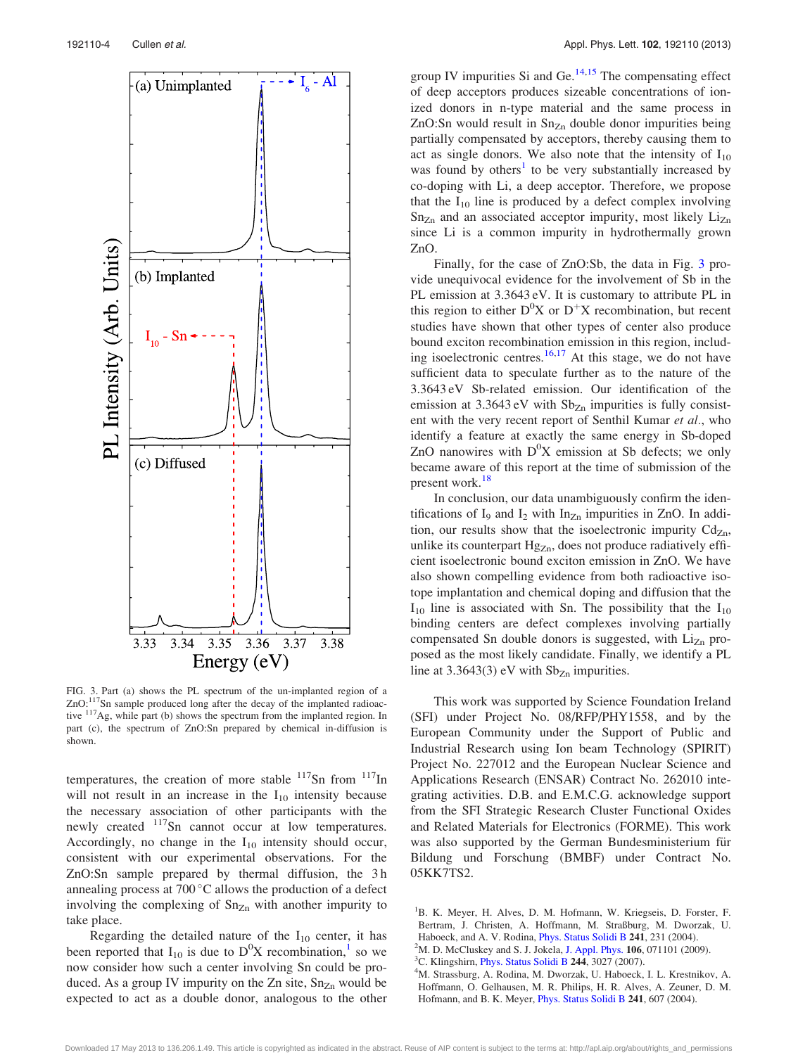FIG. 3. Part (a) shows the PL spectrum of the un-implanted region of a ZnO:$^{117}$Sn sample produced long after the decay of the implanted radioactive $^{117}$Ag, while part (b) shows the spectrum from the implanted region. In part (c), the spectrum of ZnO:Sn prepared by chemical in-diffusion is shown.

temperatures, the creation of more stable $^{117}$Sn from $^{117}$In will not result in an increase in the $I_{10}$ intensity because the necessary association of other participants with the newly created $^{117}$Sn cannot occur at low temperatures. Accordingly, no change in the $I_{10}$ intensity should occur, consistent with our experimental observations. For the ZnO:Sn sample prepared by thermal diffusion, the 3 h annealing process at 700 °C allows the production of a defect involving the complexing of $Sn_{Zn}$ with another impurity to take place.

Regarding the detailed nature of the $I_{10}$ center, it has been reported that $I_{10}$ is due to $D^0X$ recombination,[1] so we now consider how such a center involving Sn could be produced. As a group IV impurity on the Zn site, $Sn_{Zn}$ would be expected to act as a double donor, analogous to the other group IV impurities Si and Ge.[14,15] The compensating effect of deep acceptors produces sizeable concentrations of ionized donors in n-type material and the same process in ZnO:Sn would result in $Sn_{Zn}$ double donor impurities being partially compensated by acceptors, thereby causing them to act as single donors. We also note that the intensity of $I_{10}$ was found by others[1] to be very substantially increased by co-doping with Li, a deep acceptor. Therefore, we propose that the $I_{10}$ line is produced by a defect complex involving $Sn_{Zn}$ and an associated acceptor impurity, most likely $Li_{Zn}$ since Li is a common impurity in hydrothermally grown ZnO.

Finally, for the case of ZnO:Sb, the data in Fig. 3 provide unequivocal evidence for the involvement of Sb in the PL emission at 3.3643 eV. It is customary to attribute PL in this region to either $D^0X$ or $D^+X$ recombination, but recent studies have shown that other types of center also produce bound exciton recombination emission in this region, including isoelectronic centres.[16,17] At this stage, we do not have sufficient data to speculate further as to the nature of the 3.3643 eV Sb-related emission. Our identification of the emission at 3.3643 eV with $Sb_{Zn}$ impurities is fully consistent with the very recent report of Senthil Kumar *et al.*, who identify a feature at exactly the same energy in Sb-doped ZnO nanowires with $D^0X$ emission at Sb defects; we only became aware of this report at the time of submission of the present work.[18]

In conclusion, our data unambiguously confirm the identifications of $I_9$ and $I_2$ with $In_{Zn}$ impurities in ZnO. In addition, our results show that the isoelectronic impurity $Cd_{Zn}$, unlike its counterpart $Hg_{Zn}$, does not produce radiatively efficient isoelectronic bound exciton emission in ZnO. We have also shown compelling evidence from both radioactive isotope implantation and chemical doping and diffusion that the $I_{10}$ line is associated with Sn. The possibility that the $I_{10}$ binding centers are defect complexes involving partially compensated Sn double donors is suggested, with $Li_{Zn}$ proposed as the most likely candidate. Finally, we identify a PL line at 3.3643(3) eV with $Sb_{Zn}$ impurities.

This work was supported by Science Foundation Ireland (SFI) under Project No. 08/RFP/PHY1558, and by the European Community under the Support of Public and Industrial Research using Ion beam Technology (SPIRIT) Project No. 227012 and the European Nuclear Science and Applications Research (ENSAR) Contract No. 262010 integrating activities. D.B. and E.M.C.G. acknowledge support from the SFI Strategic Research Cluster Functional Oxides and Related Materials for Electronics (FORME). This work was also supported by the German Bundesministerium für Bildung und Forschung (BMBF) under Contract No. 05KK7TS2.

[1] B. K. Meyer, H. Alves, D. M. Hofmann, W. Kriegseis, D. Forster, F. Bertram, J. Christen, A. Hoffmann, M. Straßburg, M. Dworzak, U. Haboeck, and A. V. Rodina, Phys. Status Solidi B **241**, 231 (2004).

[2] M. D. McCluskey and S. J. Jokela, J. Appl. Phys. **106**, 071101 (2009).

[3] C. Klingshirn, Phys. Status Solidi B **244**, 3027 (2007).

[4] M. Strassburg, A. Rodina, M. Dworzak, U. Haboeck, I. L. Krestnikov, A. Hoffmann, O. Gelhausen, M. R. Philips, H. R. Alves, A. Zeuner, D. M. Hofmann, and B. K. Meyer, Phys. Status Solidi B **241**, 607 (2004).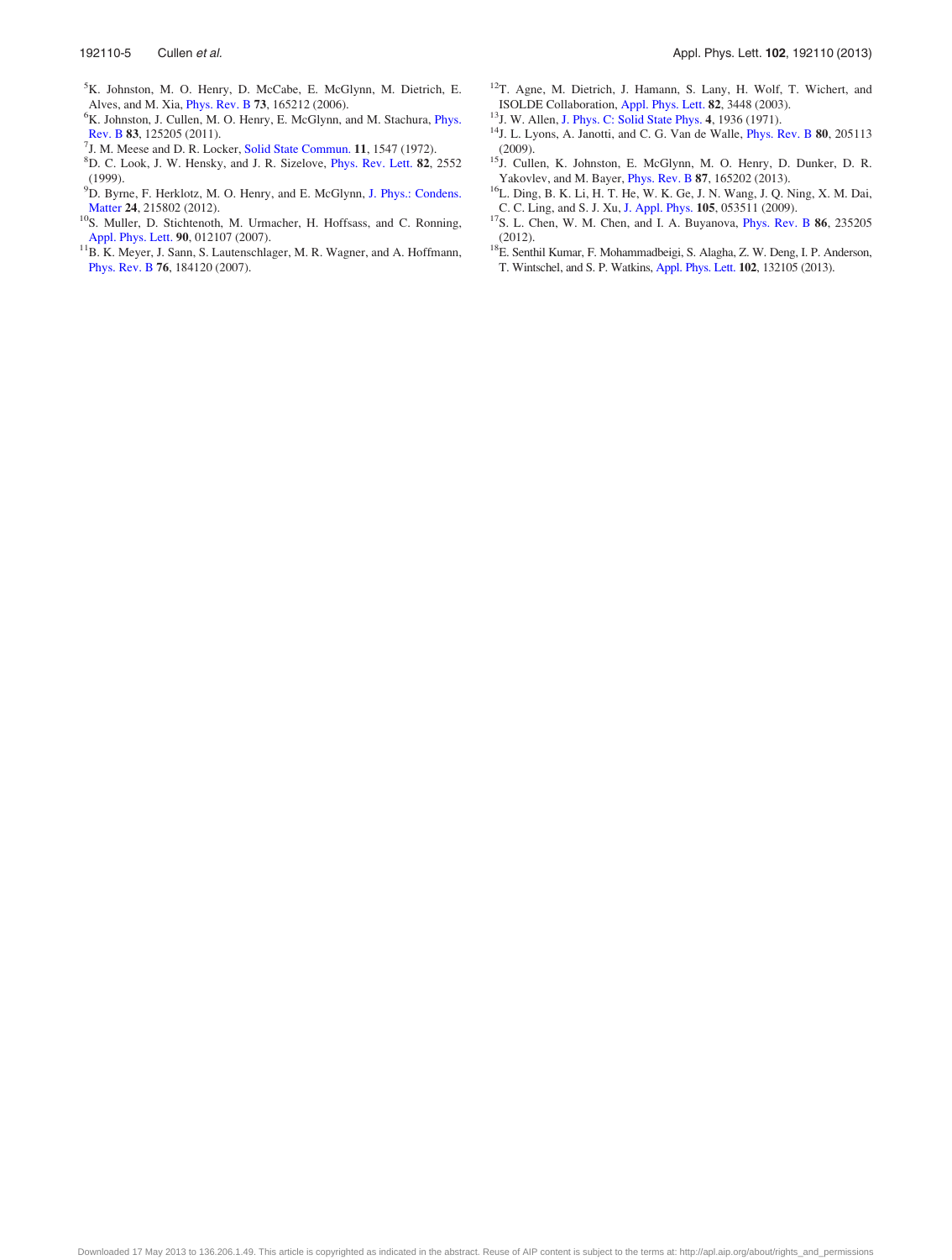[5] K. Johnston, M. O. Henry, D. McCabe, E. McGlynn, M. Dietrich, E. Alves, and M. Xia, Phys. Rev. B **73**, 165212 (2006).

[6] K. Johnston, J. Cullen, M. O. Henry, E. McGlynn, and M. Stachura, Phys. Rev. B **83**, 125205 (2011).

[7] J. M. Meese and D. R. Locker, Solid State Commun. **11**, 1547 (1972).

[8] D. C. Look, J. W. Hensky, and J. R. Sizelove, Phys. Rev. Lett. **82**, 2552 (1999).

[9] D. Byrne, F. Herklotz, M. O. Henry, and E. McGlynn, J. Phys.: Condens. Matter **24**, 215802 (2012).

[10] S. Muller, D. Stichtenoth, M. Urmacher, H. Hoffsass, and C. Ronning, Appl. Phys. Lett. **90**, 012107 (2007).

[11] B. K. Meyer, J. Sann, S. Lautenschlager, M. R. Wagner, and A. Hoffmann, Phys. Rev. B **76**, 184120 (2007).

[12] T. Agne, M. Dietrich, J. Hamann, S. Lany, H. Wolf, T. Wichert, and ISOLDE Collaboration, Appl. Phys. Lett. **82**, 3448 (2003).

[13] J. W. Allen, J. Phys. C: Solid State Phys. **4**, 1936 (1971).

[14] J. L. Lyons, A. Janotti, and C. G. Van de Walle, Phys. Rev. B **80**, 205113 (2009).

[15] J. Cullen, K. Johnston, E. McGlynn, M. O. Henry, D. Dunker, D. R. Yakovlev, and M. Bayer, Phys. Rev. B **87**, 165202 (2013).

[16] L. Ding, B. K. Li, H. T. He, W. K. Ge, J. N. Wang, J. Q. Ning, X. M. Dai, C. C. Ling, and S. J. Xu, J. Appl. Phys. **105**, 053511 (2009).

[17] S. L. Chen, W. M. Chen, and I. A. Buyanova, Phys. Rev. B **86**, 235205 (2012).

[18] E. Senthil Kumar, F. Mohammadbeigi, S. Alagha, Z. W. Deng, I. P. Anderson, T. Wintschel, and S. P. Watkins, Appl. Phys. Lett. **102**, 132105 (2013).